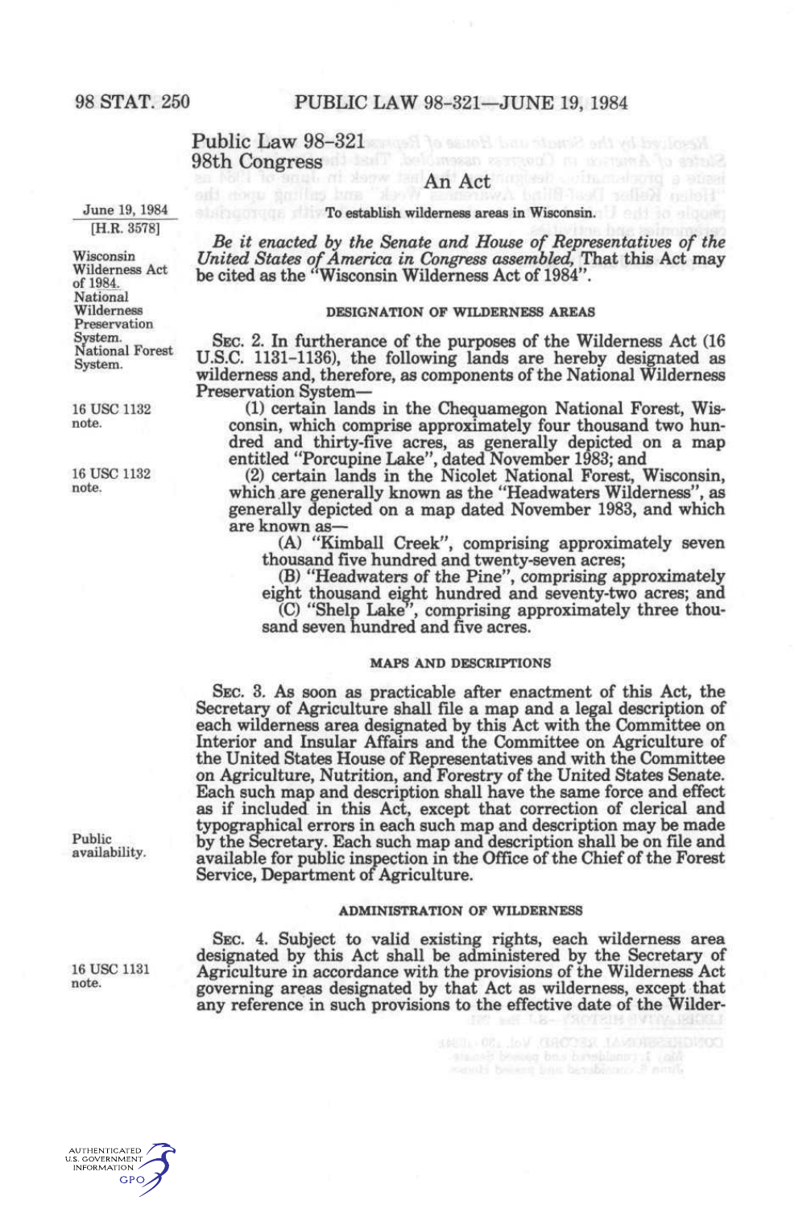Public Law 98-321
98th Congress

June 19, 1984
[H.R. 3578]

# An Act

**To establish wilderness areas in Wisconsin.**

Wisconsin Wilderness Act of 1984.
National Wilderness Preservation System.
National Forest System.

*Be it enacted by the Senate and House of Representatives of the United States of America in Congress assembled,* That this Act may be cited as the "Wisconsin Wilderness Act of 1984".

## DESIGNATION OF WILDERNESS AREAS

SEC. 2. In furtherance of the purposes of the Wilderness Act (16 U.S.C. 1131-1136), the following lands are hereby designated as wilderness and, therefore, as components of the National Wilderness Preservation System—

16 USC 1132 note.

(1) certain lands in the Chequamegon National Forest, Wisconsin, which comprise approximately four thousand two hundred and thirty-five acres, as generally depicted on a map entitled "Porcupine Lake", dated November 1983; and

16 USC 1132 note.

(2) certain lands in the Nicolet National Forest, Wisconsin, which are generally known as the "Headwaters Wilderness", as generally depicted on a map dated November 1983, and which are known as—

(A) "Kimball Creek", comprising approximately seven thousand five hundred and twenty-seven acres;

(B) "Headwaters of the Pine", comprising approximately eight thousand eight hundred and seventy-two acres; and

(C) "Shelp Lake", comprising approximately three thousand seven hundred and five acres.

## MAPS AND DESCRIPTIONS

SEC. 3. As soon as practicable after enactment of this Act, the Secretary of Agriculture shall file a map and a legal description of each wilderness area designated by this Act with the Committee on Interior and Insular Affairs and the Committee on Agriculture of the United States House of Representatives and with the Committee on Agriculture, Nutrition, and Forestry of the United States Senate. Each such map and description shall have the same force and effect as if included in this Act, except that correction of clerical and typographical errors in each such map and description may be made by the Secretary. Each such map and description shall be on file and available for public inspection in the Office of the Chief of the Forest Service, Department of Agriculture.

Public availability.

## ADMINISTRATION OF WILDERNESS

16 USC 1131 note.

SEC. 4. Subject to valid existing rights, each wilderness area designated by this Act shall be administered by the Secretary of Agriculture in accordance with the provisions of the Wilderness Act governing areas designated by that Act as wilderness, except that any reference in such provisions to the effective date of the Wilder-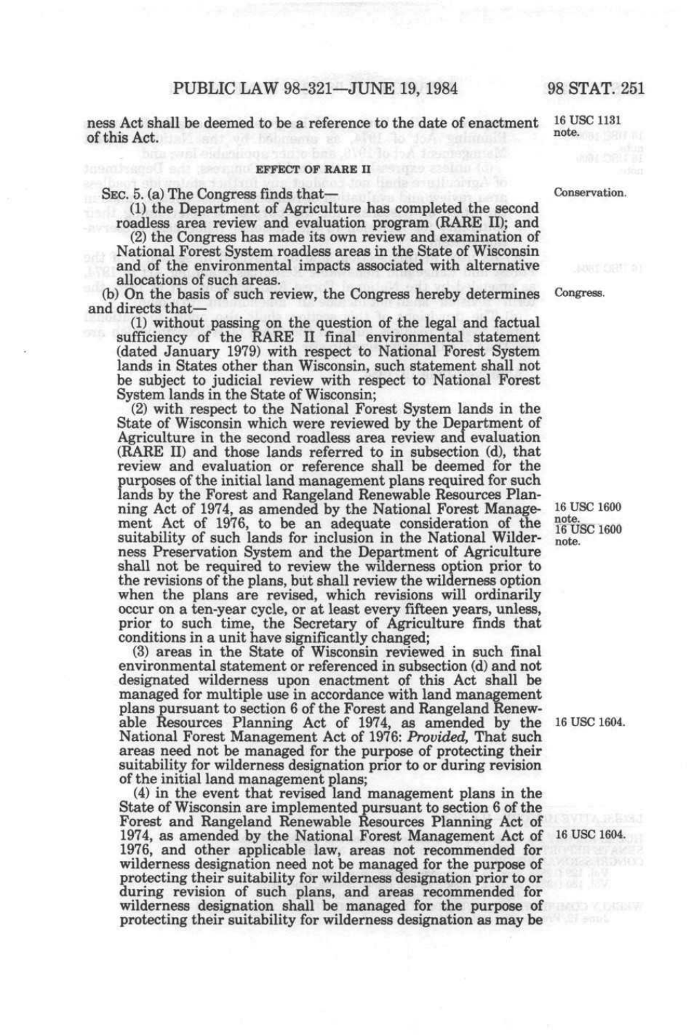ness Act shall be deemed to be a reference to the date of enactment of this Act.

16 USC 1131 note.

EFFECT OF RARE II

Conservation.

SEC. 5. (a) The Congress finds that—

(1) the Department of Agriculture has completed the second roadless area review and evaluation program (RARE II); and

(2) the Congress has made its own review and examination of National Forest System roadless areas in the State of Wisconsin and of the environmental impacts associated with alternative allocations of such areas.

Congress.

(b) On the basis of such review, the Congress hereby determines and directs that—

(1) without passing on the question of the legal and factual sufficiency of the RARE II final environmental statement (dated January 1979) with respect to National Forest System lands in States other than Wisconsin, such statement shall not be subject to judicial review with respect to National Forest System lands in the State of Wisconsin;

(2) with respect to the National Forest System lands in the State of Wisconsin which were reviewed by the Department of Agriculture in the second roadless area review and evaluation (RARE II) and those lands referred to in subsection (d), that review and evaluation or reference shall be deemed for the purposes of the initial land management plans required for such lands by the Forest and Rangeland Renewable Resources Planning Act of 1974, as amended by the National Forest Management Act of 1976, to be an adequate consideration of the suitability of such lands for inclusion in the National Wilderness Preservation System and the Department of Agriculture shall not be required to review the wilderness option prior to the revisions of the plans, but shall review the wilderness option when the plans are revised, which revisions will ordinarily occur on a ten-year cycle, or at least every fifteen years, unless, prior to such time, the Secretary of Agriculture finds that conditions in a unit have significantly changed;

16 USC 1600 note.
16 USC 1600 note.

(3) areas in the State of Wisconsin reviewed in such final environmental statement or referenced in subsection (d) and not designated wilderness upon enactment of this Act shall be managed for multiple use in accordance with land management plans pursuant to section 6 of the Forest and Rangeland Renewable Resources Planning Act of 1974, as amended by the National Forest Management Act of 1976: *Provided*, That such areas need not be managed for the purpose of protecting their suitability for wilderness designation prior to or during revision of the initial land management plans;

16 USC 1604.

(4) in the event that revised land management plans in the State of Wisconsin are implemented pursuant to section 6 of the Forest and Rangeland Renewable Resources Planning Act of 1974, as amended by the National Forest Management Act of 1976, and other applicable law, areas not recommended for wilderness designation need not be managed for the purpose of protecting their suitability for wilderness designation prior to or during revision of such plans, and areas recommended for wilderness designation shall be managed for the purpose of protecting their suitability for wilderness designation as may be

16 USC 1604.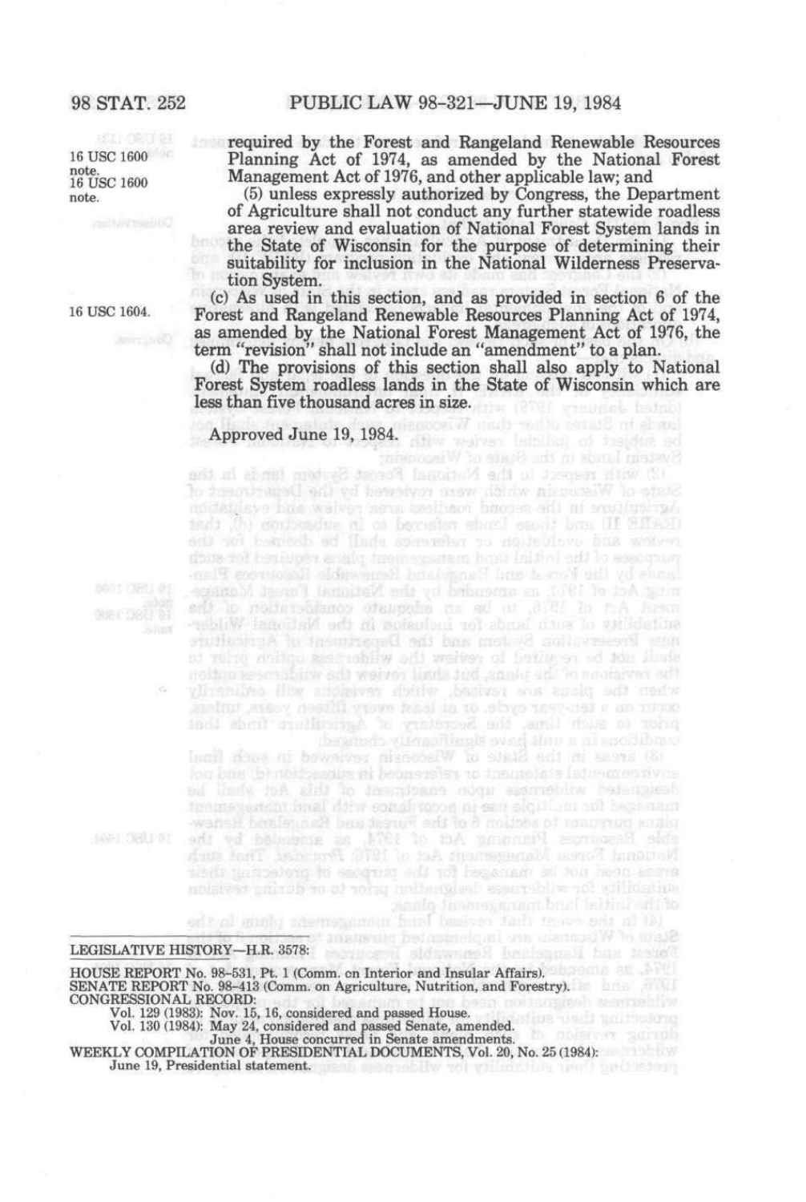required by the Forest and Rangeland Renewable Resources Planning Act of 1974, as amended by the National Forest Management Act of 1976, and other applicable law; and

16 USC 1600 note.
16 USC 1600 note.

(5) unless expressly authorized by Congress, the Department of Agriculture shall not conduct any further statewide roadless area review and evaluation of National Forest System lands in the State of Wisconsin for the purpose of determining their suitability for inclusion in the National Wilderness Preservation System.

(c) As used in this section, and as provided in section 6 of the Forest and Rangeland Renewable Resources Planning Act of 1974, as amended by the National Forest Management Act of 1976, the term "revision" shall not include an "amendment" to a plan.

16 USC 1604.

(d) The provisions of this section shall also apply to National Forest System roadless lands in the State of Wisconsin which are less than five thousand acres in size.

Approved June 19, 1984.

---

LEGISLATIVE HISTORY—H.R. 3578:

HOUSE REPORT No. 98-531, Pt. 1 (Comm. on Interior and Insular Affairs).
SENATE REPORT No. 98-413 (Comm. on Agriculture, Nutrition, and Forestry).
CONGRESSIONAL RECORD:
Vol. 129 (1983): Nov. 15, 16, considered and passed House.
Vol. 130 (1984): May 24, considered and passed Senate, amended.
June 4, House concurred in Senate amendments.
WEEKLY COMPILATION OF PRESIDENTIAL DOCUMENTS, Vol. 20, No. 25 (1984):
June 19, Presidential statement.